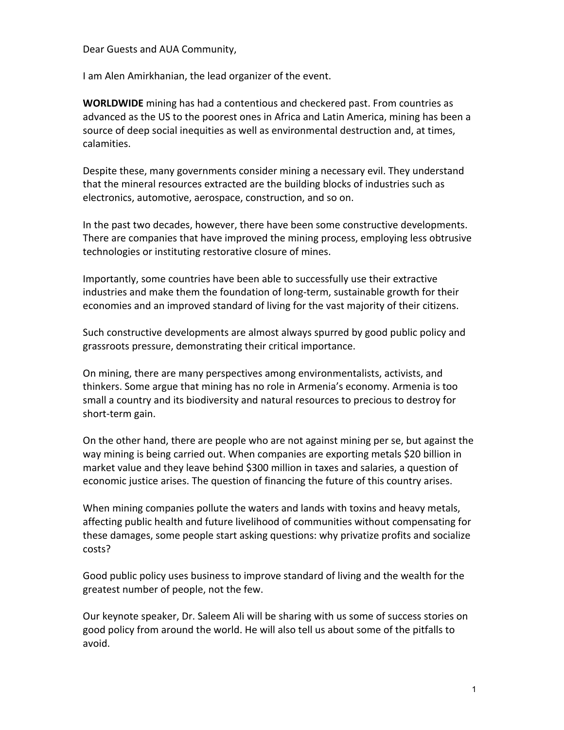Dear Guests and AUA Community,

I am Alen Amirkhanian, the lead organizer of the event.

**WORLDWIDE** mining has had a contentious and checkered past. From countries as advanced as the US to the poorest ones in Africa and Latin America, mining has been a source of deep social inequities as well as environmental destruction and, at times, calamities.

Despite these, many governments consider mining a necessary evil. They understand that the mineral resources extracted are the building blocks of industries such as electronics, automotive, aerospace, construction, and so on.

In the past two decades, however, there have been some constructive developments. There are companies that have improved the mining process, employing less obtrusive technologies or instituting restorative closure of mines.

Importantly, some countries have been able to successfully use their extractive industries and make them the foundation of long-term, sustainable growth for their economies and an improved standard of living for the vast majority of their citizens.

Such constructive developments are almost always spurred by good public policy and grassroots pressure, demonstrating their critical importance.

On mining, there are many perspectives among environmentalists, activists, and thinkers. Some argue that mining has no role in Armenia's economy. Armenia is too small a country and its biodiversity and natural resources to precious to destroy for short-term gain.

On the other hand, there are people who are not against mining per se, but against the way mining is being carried out. When companies are exporting metals $20 billion in market value and they leave behind $300 million in taxes and salaries, a question of economic justice arises. The question of financing the future of this country arises.

When mining companies pollute the waters and lands with toxins and heavy metals, affecting public health and future livelihood of communities without compensating for these damages, some people start asking questions: why privatize profits and socialize costs?

Good public policy uses business to improve standard of living and the wealth for the greatest number of people, not the few.

Our keynote speaker, Dr. Saleem Ali will be sharing with us some of success stories on good policy from around the world. He will also tell us about some of the pitfalls to avoid.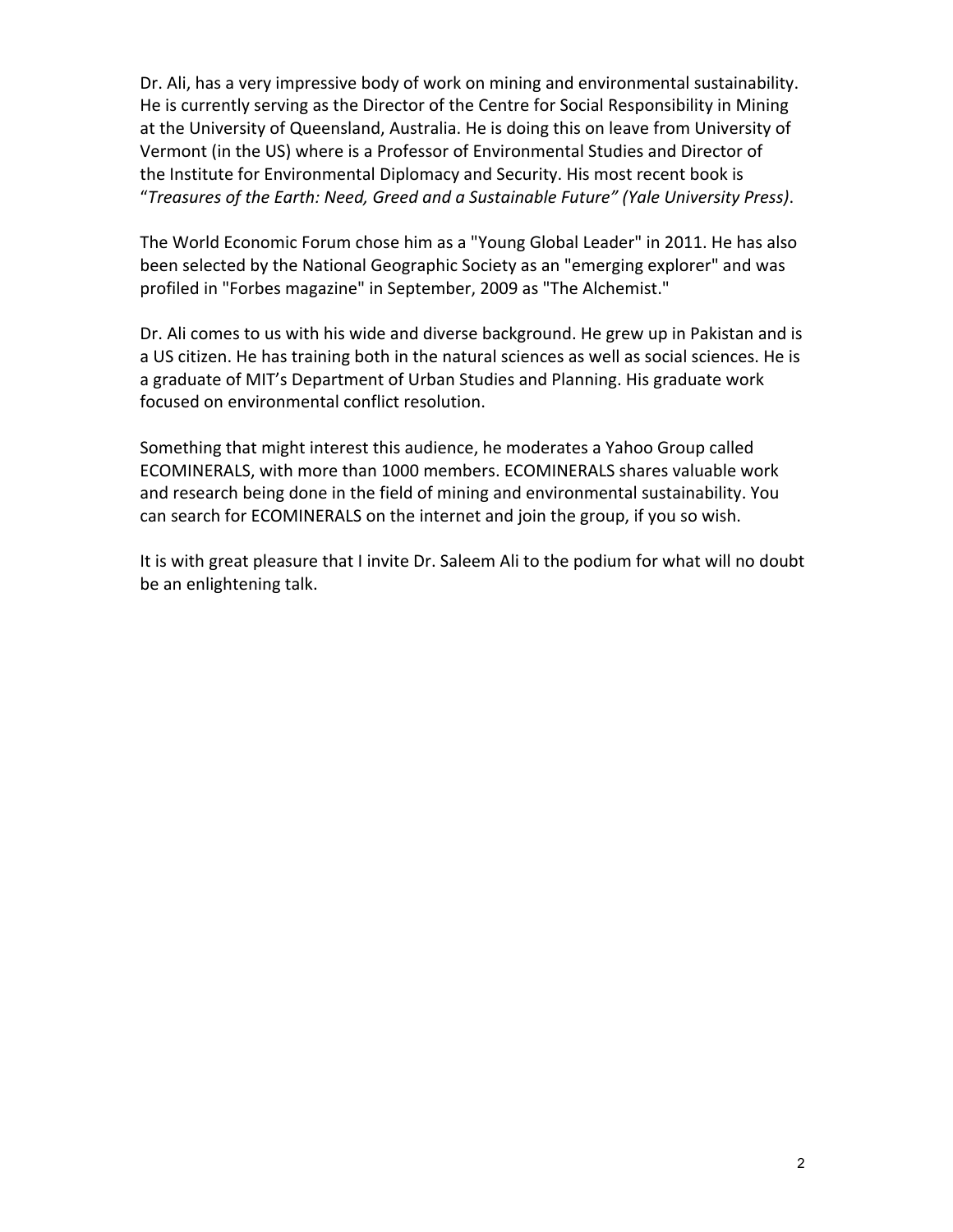Dr. Ali, has a very impressive body of work on mining and environmental sustainability. He is currently serving as the Director of the Centre for Social Responsibility in Mining at the University of Queensland, Australia. He is doing this on leave from University of Vermont (in the US) where is a Professor of Environmental Studies and Director of the Institute for Environmental Diplomacy and Security. His most recent book is "*Treasures of the Earth: Need, Greed and a Sustainable Future" (Yale University Press)*.

The World Economic Forum chose him as a "Young Global Leader" in 2011. He has also been selected by the National Geographic Society as an "emerging explorer" and was profiled in "Forbes magazine" in September, 2009 as "The Alchemist."

Dr. Ali comes to us with his wide and diverse background. He grew up in Pakistan and is a US citizen. He has training both in the natural sciences as well as social sciences. He is a graduate of MIT's Department of Urban Studies and Planning. His graduate work focused on environmental conflict resolution.

Something that might interest this audience, he moderates a Yahoo Group called ECOMINERALS, with more than 1000 members. ECOMINERALS shares valuable work and research being done in the field of mining and environmental sustainability. You can search for ECOMINERALS on the internet and join the group, if you so wish.

It is with great pleasure that I invite Dr. Saleem Ali to the podium for what will no doubt be an enlightening talk.